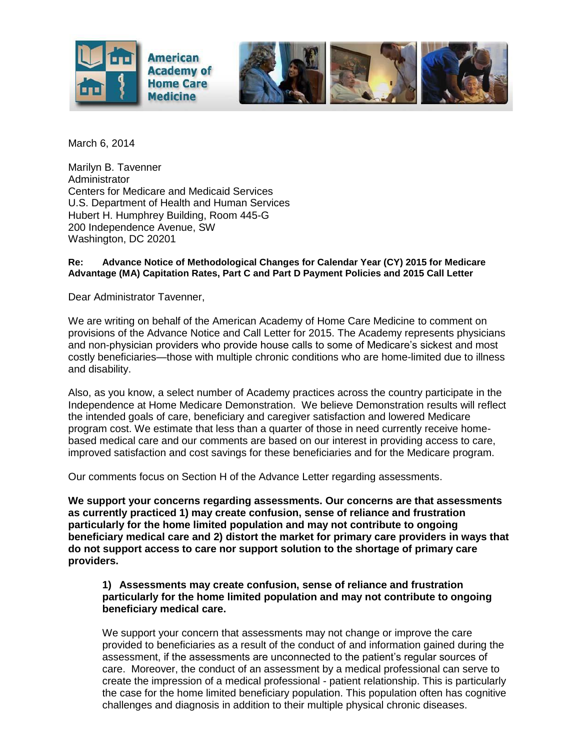March 6, 2014

Marilyn B. Tavenner
Administrator
Centers for Medicare and Medicaid Services
U.S. Department of Health and Human Services
Hubert H. Humphrey Building, Room 445-G
200 Independence Avenue, SW
Washington, DC 20201

**Re: Advance Notice of Methodological Changes for Calendar Year (CY) 2015 for Medicare Advantage (MA) Capitation Rates, Part C and Part D Payment Policies and 2015 Call Letter**

Dear Administrator Tavenner,

We are writing on behalf of the American Academy of Home Care Medicine to comment on provisions of the Advance Notice and Call Letter for 2015. The Academy represents physicians and non-physician providers who provide house calls to some of Medicare's sickest and most costly beneficiaries—those with multiple chronic conditions who are home-limited due to illness and disability.

Also, as you know, a select number of Academy practices across the country participate in the Independence at Home Medicare Demonstration. We believe Demonstration results will reflect the intended goals of care, beneficiary and caregiver satisfaction and lowered Medicare program cost. We estimate that less than a quarter of those in need currently receive home-based medical care and our comments are based on our interest in providing access to care, improved satisfaction and cost savings for these beneficiaries and for the Medicare program.

Our comments focus on Section H of the Advance Letter regarding assessments.

**We support your concerns regarding assessments. Our concerns are that assessments as currently practiced 1) may create confusion, sense of reliance and frustration particularly for the home limited population and may not contribute to ongoing beneficiary medical care and 2) distort the market for primary care providers in ways that do not support access to care nor support solution to the shortage of primary care providers.**

**1) Assessments may create confusion, sense of reliance and frustration particularly for the home limited population and may not contribute to ongoing beneficiary medical care.**

We support your concern that assessments may not change or improve the care provided to beneficiaries as a result of the conduct of and information gained during the assessment, if the assessments are unconnected to the patient's regular sources of care. Moreover, the conduct of an assessment by a medical professional can serve to create the impression of a medical professional - patient relationship. This is particularly the case for the home limited beneficiary population. This population often has cognitive challenges and diagnosis in addition to their multiple physical chronic diseases.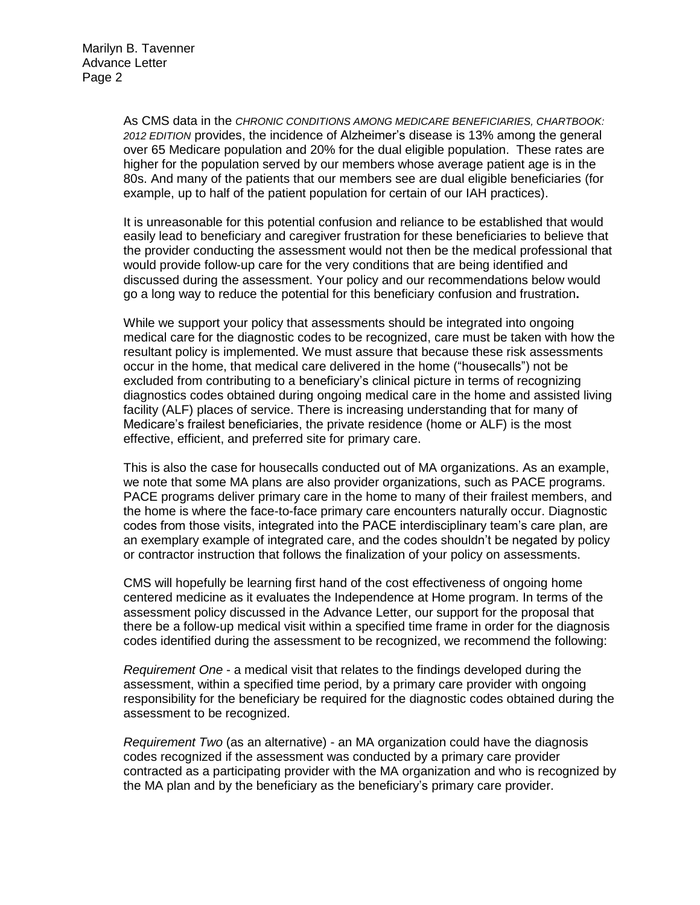As CMS data in the *CHRONIC CONDITIONS AMONG MEDICARE BENEFICIARIES, CHARTBOOK: 2012 EDITION* provides, the incidence of Alzheimer's disease is 13% among the general over 65 Medicare population and 20% for the dual eligible population. These rates are higher for the population served by our members whose average patient age is in the 80s. And many of the patients that our members see are dual eligible beneficiaries (for example, up to half of the patient population for certain of our IAH practices).

It is unreasonable for this potential confusion and reliance to be established that would easily lead to beneficiary and caregiver frustration for these beneficiaries to believe that the provider conducting the assessment would not then be the medical professional that would provide follow-up care for the very conditions that are being identified and discussed during the assessment. Your policy and our recommendations below would go a long way to reduce the potential for this beneficiary confusion and frustration.

While we support your policy that assessments should be integrated into ongoing medical care for the diagnostic codes to be recognized, care must be taken with how the resultant policy is implemented. We must assure that because these risk assessments occur in the home, that medical care delivered in the home ("housecalls") not be excluded from contributing to a beneficiary's clinical picture in terms of recognizing diagnostics codes obtained during ongoing medical care in the home and assisted living facility (ALF) places of service. There is increasing understanding that for many of Medicare's frailest beneficiaries, the private residence (home or ALF) is the most effective, efficient, and preferred site for primary care.

This is also the case for housecalls conducted out of MA organizations. As an example, we note that some MA plans are also provider organizations, such as PACE programs. PACE programs deliver primary care in the home to many of their frailest members, and the home is where the face-to-face primary care encounters naturally occur. Diagnostic codes from those visits, integrated into the PACE interdisciplinary team's care plan, are an exemplary example of integrated care, and the codes shouldn't be negated by policy or contractor instruction that follows the finalization of your policy on assessments.

CMS will hopefully be learning first hand of the cost effectiveness of ongoing home centered medicine as it evaluates the Independence at Home program. In terms of the assessment policy discussed in the Advance Letter, our support for the proposal that there be a follow-up medical visit within a specified time frame in order for the diagnosis codes identified during the assessment to be recognized, we recommend the following:

*Requirement One* - a medical visit that relates to the findings developed during the assessment, within a specified time period, by a primary care provider with ongoing responsibility for the beneficiary be required for the diagnostic codes obtained during the assessment to be recognized.

*Requirement Two* (as an alternative) - an MA organization could have the diagnosis codes recognized if the assessment was conducted by a primary care provider contracted as a participating provider with the MA organization and who is recognized by the MA plan and by the beneficiary as the beneficiary's primary care provider.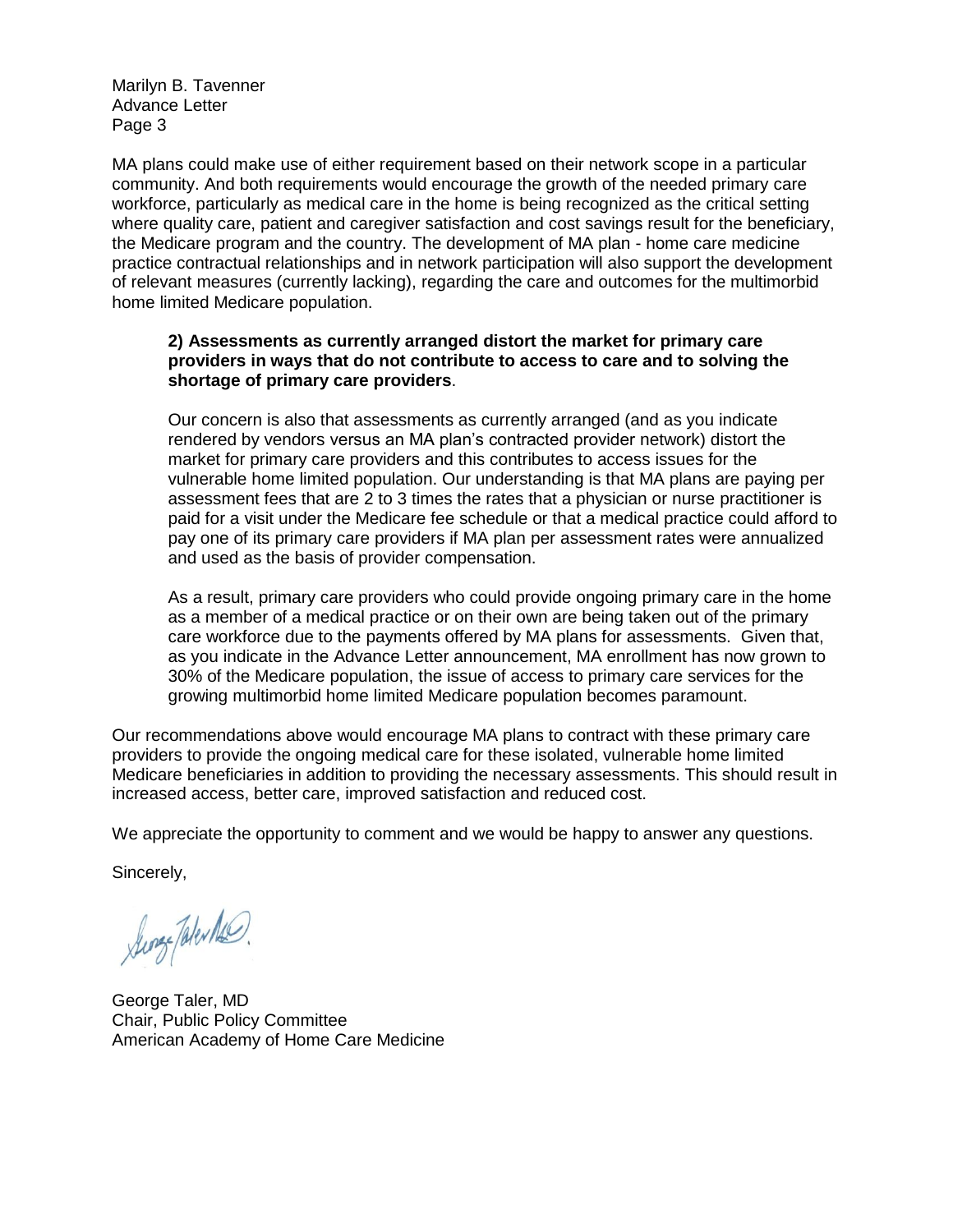MA plans could make use of either requirement based on their network scope in a particular community. And both requirements would encourage the growth of the needed primary care workforce, particularly as medical care in the home is being recognized as the critical setting where quality care, patient and caregiver satisfaction and cost savings result for the beneficiary, the Medicare program and the country. The development of MA plan - home care medicine practice contractual relationships and in network participation will also support the development of relevant measures (currently lacking), regarding the care and outcomes for the multimorbid home limited Medicare population.

> **2) Assessments as currently arranged distort the market for primary care providers in ways that do not contribute to access to care and to solving the shortage of primary care providers**.
>
> Our concern is also that assessments as currently arranged (and as you indicate rendered by vendors versus an MA plan's contracted provider network) distort the market for primary care providers and this contributes to access issues for the vulnerable home limited population. Our understanding is that MA plans are paying per assessment fees that are 2 to 3 times the rates that a physician or nurse practitioner is paid for a visit under the Medicare fee schedule or that a medical practice could afford to pay one of its primary care providers if MA plan per assessment rates were annualized and used as the basis of provider compensation.
>
> As a result, primary care providers who could provide ongoing primary care in the home as a member of a medical practice or on their own are being taken out of the primary care workforce due to the payments offered by MA plans for assessments. Given that, as you indicate in the Advance Letter announcement, MA enrollment has now grown to 30% of the Medicare population, the issue of access to primary care services for the growing multimorbid home limited Medicare population becomes paramount.

Our recommendations above would encourage MA plans to contract with these primary care providers to provide the ongoing medical care for these isolated, vulnerable home limited Medicare beneficiaries in addition to providing the necessary assessments. This should result in increased access, better care, improved satisfaction and reduced cost.

We appreciate the opportunity to comment and we would be happy to answer any questions.

Sincerely,

George Taler, MD
Chair, Public Policy Committee
American Academy of Home Care Medicine